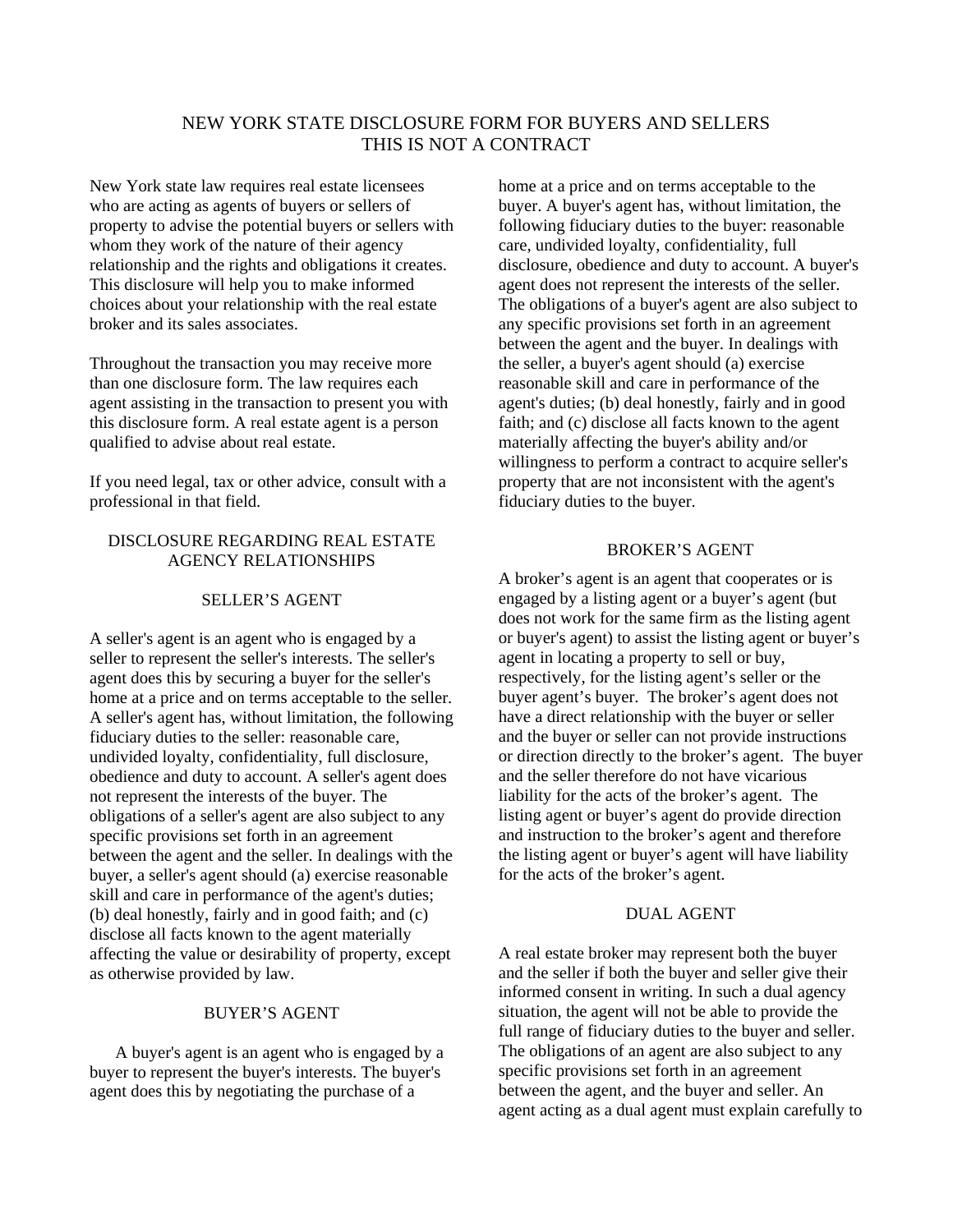# NEW YORK STATE DISCLOSURE FORM FOR BUYERS AND SELLERS
# THIS IS NOT A CONTRACT

New York state law requires real estate licensees who are acting as agents of buyers or sellers of property to advise the potential buyers or sellers with whom they work of the nature of their agency relationship and the rights and obligations it creates. This disclosure will help you to make informed choices about your relationship with the real estate broker and its sales associates.

Throughout the transaction you may receive more than one disclosure form. The law requires each agent assisting in the transaction to present you with this disclosure form. A real estate agent is a person qualified to advise about real estate.

If you need legal, tax or other advice, consult with a professional in that field.

## DISCLOSURE REGARDING REAL ESTATE AGENCY RELATIONSHIPS

### SELLER'S AGENT

A seller's agent is an agent who is engaged by a seller to represent the seller's interests. The seller's agent does this by securing a buyer for the seller's home at a price and on terms acceptable to the seller. A seller's agent has, without limitation, the following fiduciary duties to the seller: reasonable care, undivided loyalty, confidentiality, full disclosure, obedience and duty to account. A seller's agent does not represent the interests of the buyer. The obligations of a seller's agent are also subject to any specific provisions set forth in an agreement between the agent and the seller. In dealings with the buyer, a seller's agent should (a) exercise reasonable skill and care in performance of the agent's duties; (b) deal honestly, fairly and in good faith; and (c) disclose all facts known to the agent materially affecting the value or desirability of property, except as otherwise provided by law.

### BUYER'S AGENT

A buyer's agent is an agent who is engaged by a buyer to represent the buyer's interests. The buyer's agent does this by negotiating the purchase of a home at a price and on terms acceptable to the buyer. A buyer's agent has, without limitation, the following fiduciary duties to the buyer: reasonable care, undivided loyalty, confidentiality, full disclosure, obedience and duty to account. A buyer's agent does not represent the interests of the seller. The obligations of a buyer's agent are also subject to any specific provisions set forth in an agreement between the agent and the buyer. In dealings with the seller, a buyer's agent should (a) exercise reasonable skill and care in performance of the agent's duties; (b) deal honestly, fairly and in good faith; and (c) disclose all facts known to the agent materially affecting the buyer's ability and/or willingness to perform a contract to acquire seller's property that are not inconsistent with the agent's fiduciary duties to the buyer.

### BROKER'S AGENT

A broker's agent is an agent that cooperates or is engaged by a listing agent or a buyer's agent (but does not work for the same firm as the listing agent or buyer's agent) to assist the listing agent or buyer's agent in locating a property to sell or buy, respectively, for the listing agent's seller or the buyer agent's buyer. The broker's agent does not have a direct relationship with the buyer or seller and the buyer or seller can not provide instructions or direction directly to the broker's agent. The buyer and the seller therefore do not have vicarious liability for the acts of the broker's agent. The listing agent or buyer's agent do provide direction and instruction to the broker's agent and therefore the listing agent or buyer's agent will have liability for the acts of the broker's agent.

### DUAL AGENT

A real estate broker may represent both the buyer and the seller if both the buyer and seller give their informed consent in writing. In such a dual agency situation, the agent will not be able to provide the full range of fiduciary duties to the buyer and seller. The obligations of an agent are also subject to any specific provisions set forth in an agreement between the agent, and the buyer and seller. An agent acting as a dual agent must explain carefully to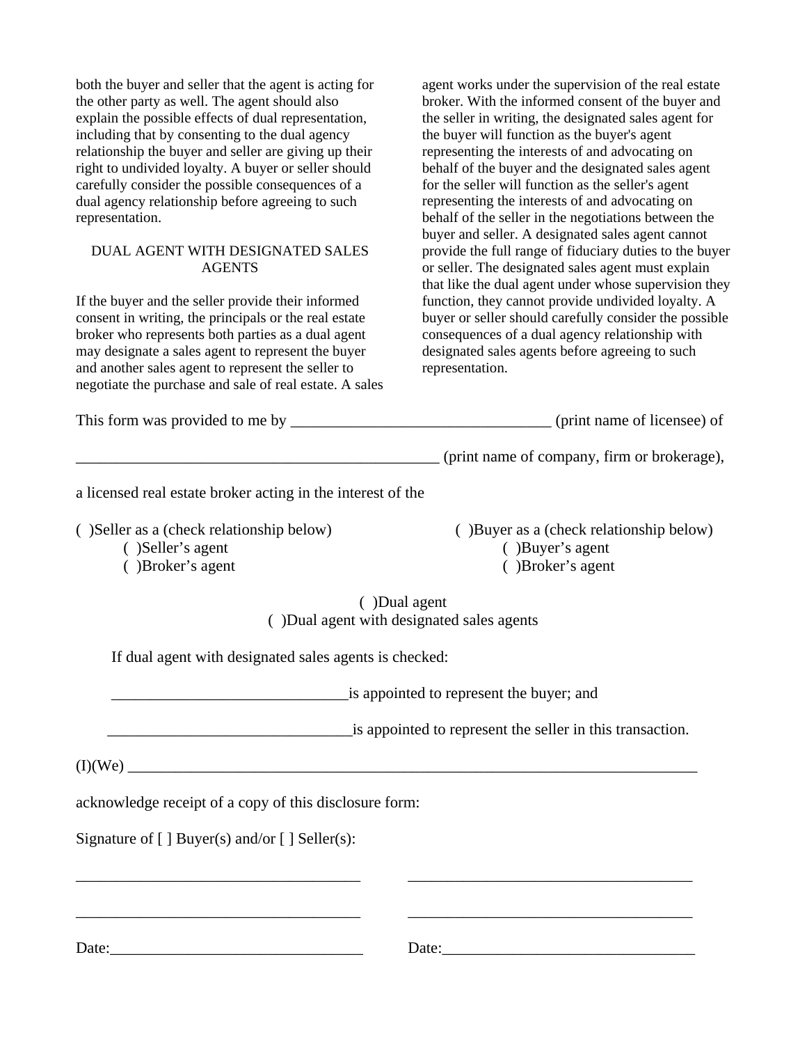both the buyer and seller that the agent is acting for the other party as well. The agent should also explain the possible effects of dual representation, including that by consenting to the dual agency relationship the buyer and seller are giving up their right to undivided loyalty. A buyer or seller should carefully consider the possible consequences of a dual agency relationship before agreeing to such representation.

DUAL AGENT WITH DESIGNATED SALES AGENTS

If the buyer and the seller provide their informed consent in writing, the principals or the real estate broker who represents both parties as a dual agent may designate a sales agent to represent the buyer and another sales agent to represent the seller to negotiate the purchase and sale of real estate. A sales agent works under the supervision of the real estate broker. With the informed consent of the buyer and the seller in writing, the designated sales agent for the buyer will function as the buyer's agent representing the interests of and advocating on behalf of the buyer and the designated sales agent for the seller will function as the seller's agent representing the interests of and advocating on behalf of the seller in the negotiations between the buyer and seller. A designated sales agent cannot provide the full range of fiduciary duties to the buyer or seller. The designated sales agent must explain that like the dual agent under whose supervision they function, they cannot provide undivided loyalty. A buyer or seller should carefully consider the possible consequences of a dual agency relationship with designated sales agents before agreeing to such representation.

This form was provided to me by ________________________________ (print name of licensee) of

_______________________________________________ (print name of company, firm or brokerage),

a licensed real estate broker acting in the interest of the

( )Seller as a (check relationship below)
- ( )Seller's agent
- ( )Broker's agent

( )Buyer as a (check relationship below)
- ( )Buyer's agent
- ( )Broker's agent

( )Dual agent
( )Dual agent with designated sales agents

If dual agent with designated sales agents is checked:

______________________________is appointed to represent the buyer; and

_______________________________is appointed to represent the seller in this transaction.

(I)(We) ___________________________________________________________________________

acknowledge receipt of a copy of this disclosure form:

Signature of [ ] Buyer(s) and/or [ ] Seller(s):

_____________________________________ _____________________________________

_____________________________________ _____________________________________

Date:_________________________________ Date:_________________________________